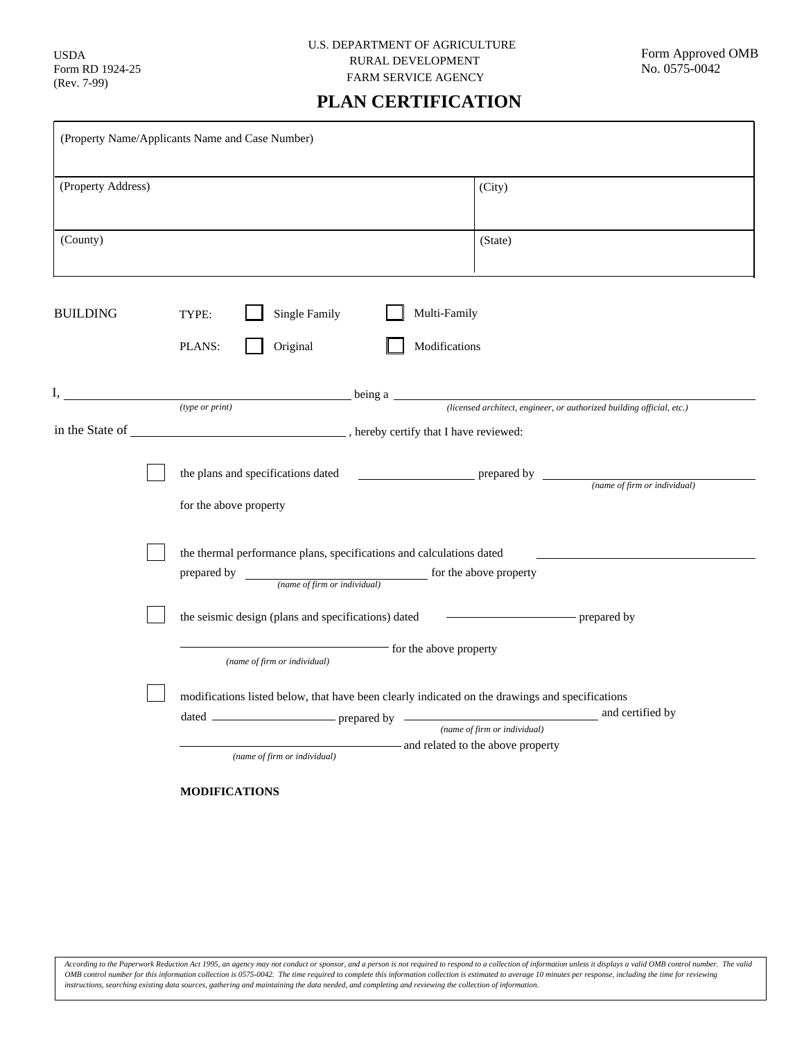USDA
Form RD 1924-25
(Rev. 7-99)

U.S. DEPARTMENT OF AGRICULTURE
RURAL DEVELOPMENT
FARM SERVICE AGENCY

Form Approved OMB
No. 0575-0042

# PLAN CERTIFICATION

| (Property Name/Applicants Name and Case Number) | |
|---|---|
| (Property Address) | (City) |
| (County) | (State) |

BUILDING

TYPE: ☐ Single Family ☐ Multi-Family

PLANS: ☐ Original ☐ Modifications

I, ______________________________ being a ______________________________
*(type or print)* *(licensed architect, engineer, or authorized building official, etc.)*

in the State of ______________________________ , hereby certify that I have reviewed:

☐ the plans and specifications dated ______________ prepared by ______________________________ *(name of firm or individual)*
for the above property

☐ the thermal performance plans, specifications and calculations dated ______________________________
prepared by ______________________________ for the above property
*(name of firm or individual)*

☐ the seismic design (plans and specifications) dated ______________ prepared by
______________________________ for the above property
*(name of firm or individual)*

☐ modifications listed below, that have been clearly indicated on the drawings and specifications
dated ______________ prepared by ______________________________ and certified by
*(name of firm or individual)*
______________________________ and related to the above property
*(name of firm or individual)*

**MODIFICATIONS**

*According to the Paperwork Reduction Act 1995, an agency may not conduct or sponsor, and a person is not required to respond to a collection of information unless it displays a valid OMB control number. The valid OMB control number for this information collection is 0575-0042. The time required to complete this information collection is estimated to average 10 minutes per response, including the time for reviewing instructions, searching existing data sources, gathering and maintaining the data needed, and completing and reviewing the collection of information.*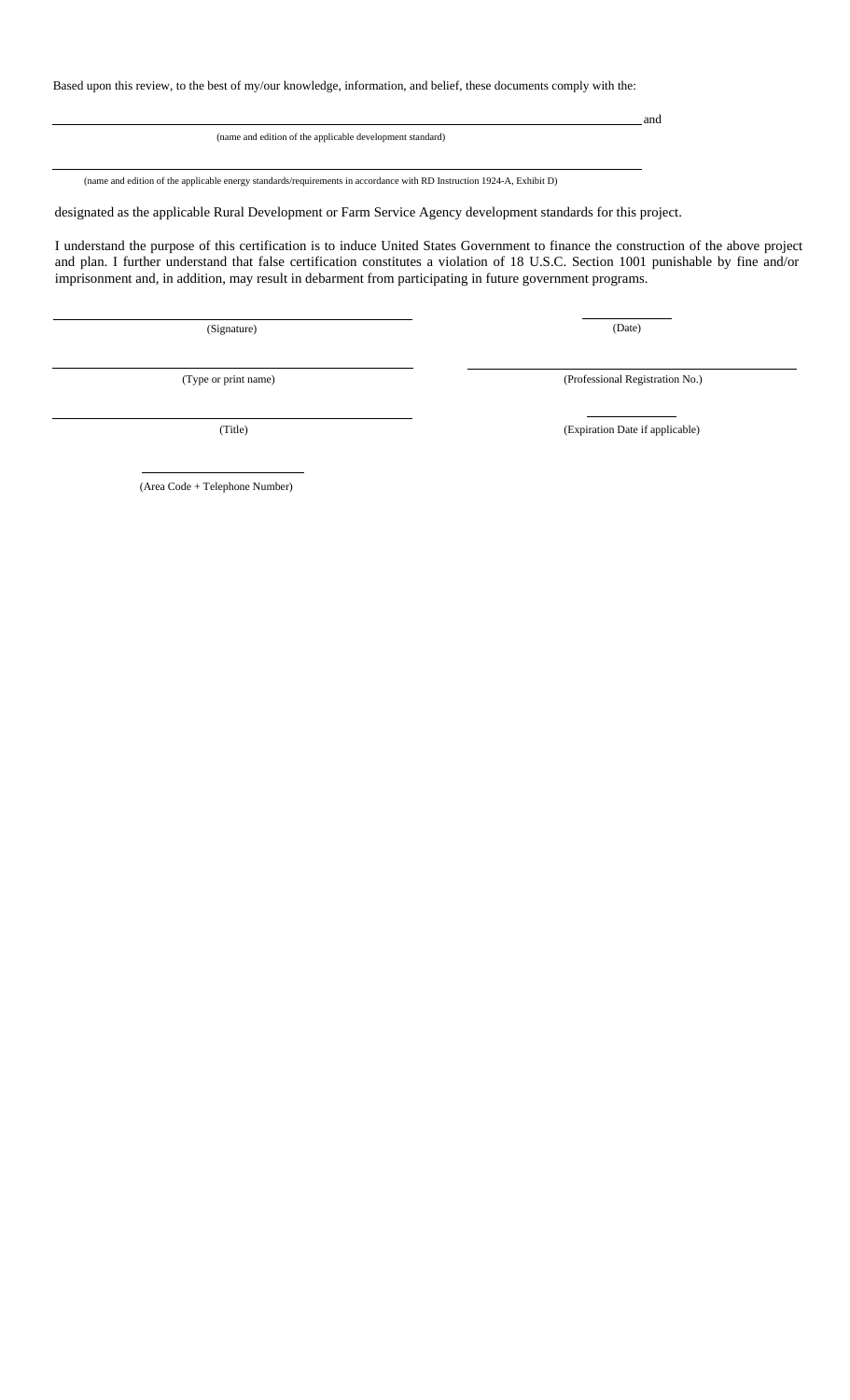Based upon this review, to the best of my/our knowledge, information, and belief, these documents comply with the:

______________________________________________________________________________ and

(name and edition of the applicable development standard)

______________________________________________________________________________

(name and edition of the applicable energy standards/requirements in accordance with RD Instruction 1924-A, Exhibit D)

designated as the applicable Rural Development or Farm Service Agency development standards for this project.

I understand the purpose of this certification is to induce United States Government to finance the construction of the above project and plan. I further understand that false certification constitutes a violation of 18 U.S.C. Section 1001 punishable by fine and/or imprisonment and, in addition, may result in debarment from participating in future government programs.

| | |
|---|---|
| ______________________________ | ______________ |
| (Signature) | (Date) |
| ______________________________ | ______________________________ |
| (Type or print name) | (Professional Registration No.) |
| ______________________________ | ______________ |
| (Title) | (Expiration Date if applicable) |
| ______________________________ | |
| (Area Code + Telephone Number) | |